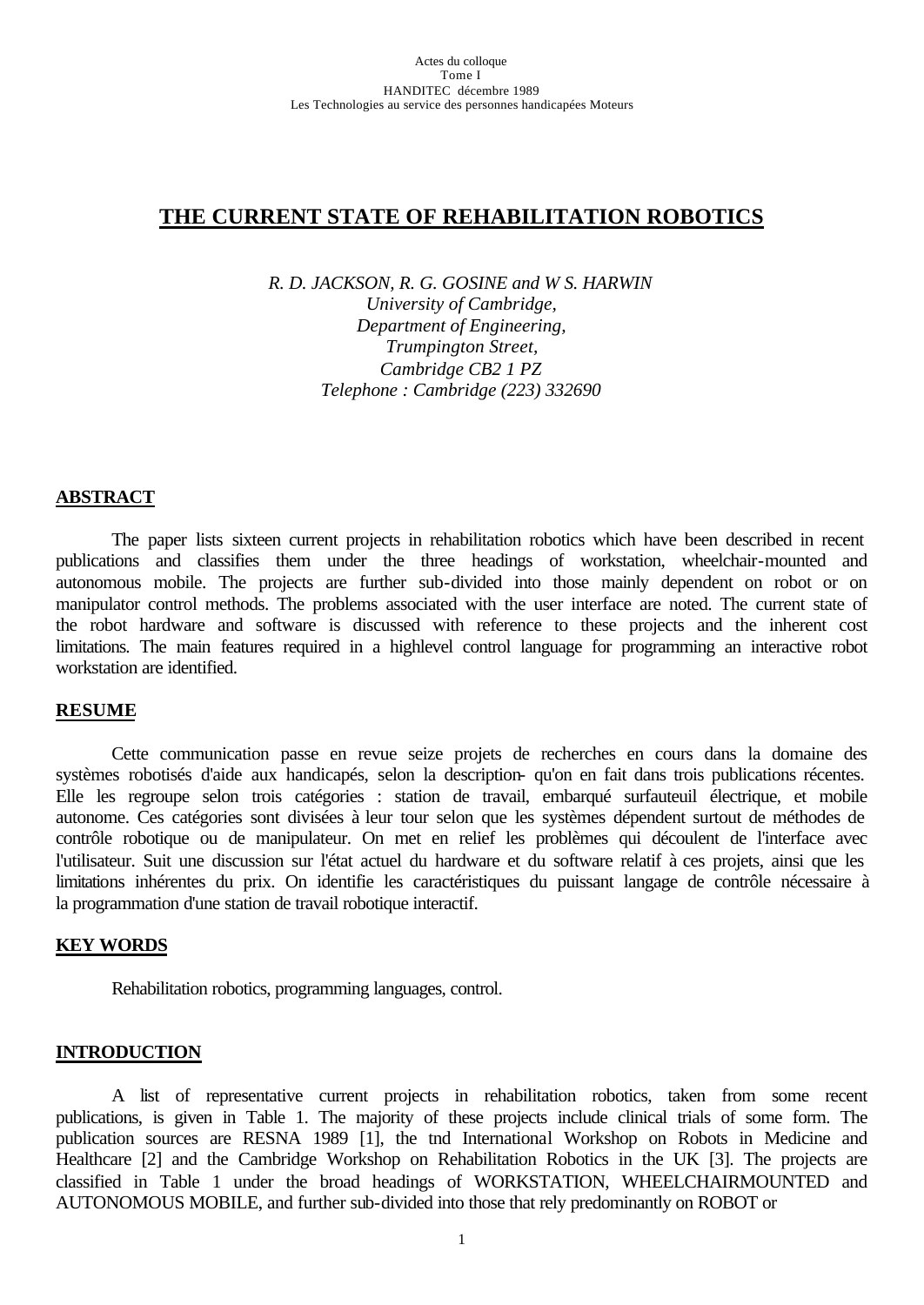Actes du colloque
Tome I
HANDITEC décembre 1989
Les Technologies au service des personnes handicapées Moteurs

# THE CURRENT STATE OF REHABILITATION ROBOTICS

*R. D. JACKSON, R. G. GOSINE and W S. HARWIN*
*University of Cambridge,*
*Department of Engineering,*
*Trumpington Street,*
*Cambridge CB2 1 PZ*
*Telephone : Cambridge (223) 332690*

## ABSTRACT

The paper lists sixteen current projects in rehabilitation robotics which have been described in recent publications and classifies them under the three headings of workstation, wheelchair-mounted and autonomous mobile. The projects are further sub-divided into those mainly dependent on robot or on manipulator control methods. The problems associated with the user interface are noted. The current state of the robot hardware and software is discussed with reference to these projects and the inherent cost limitations. The main features required in a highlevel control language for programming an interactive robot workstation are identified.

## RESUME

Cette communication passe en revue seize projets de recherches en cours dans la domaine des systèmes robotisés d'aide aux handicapés, selon la description- qu'on en fait dans trois publications récentes. Elle les regroupe selon trois catégories : station de travail, embarqué surfauteuil électrique, et mobile autonome. Ces catégories sont divisées à leur tour selon que les systèmes dépendent surtout de méthodes de contrôle robotique ou de manipulateur. On met en relief les problèmes qui découlent de l'interface avec l'utilisateur. Suit une discussion sur l'état actuel du hardware et du software relatif à ces projets, ainsi que les limitations inhérentes du prix. On identifie les caractéristiques du puissant langage de contrôle nécessaire à la programmation d'une station de travail robotique interactif.

## KEY WORDS

Rehabilitation robotics, programming languages, control.

## INTRODUCTION

A list of representative current projects in rehabilitation robotics, taken from some recent publications, is given in Table 1. The majority of these projects include clinical trials of some form. The publication sources are RESNA 1989 [1], the tnd International Workshop on Robots in Medicine and Healthcare [2] and the Cambridge Workshop on Rehabilitation Robotics in the UK [3]. The projects are classified in Table 1 under the broad headings of WORKSTATION, WHEELCHAIRMOUNTED and AUTONOMOUS MOBILE, and further sub-divided into those that rely predominantly on ROBOT or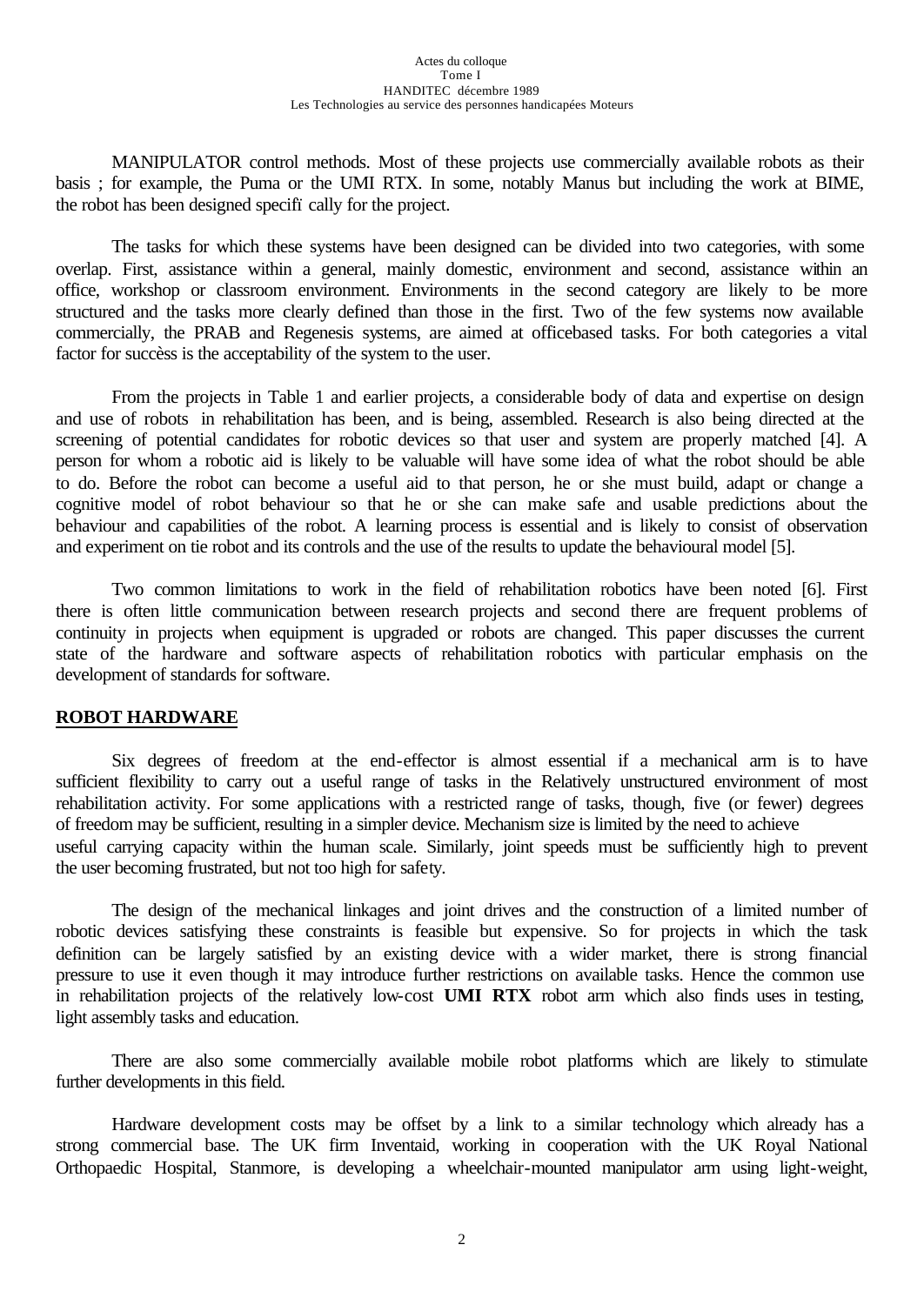MANIPULATOR control methods. Most of these projects use commercially available robots as their basis ; for example, the Puma or the UMI RTX. In some, notably Manus but including the work at BIME, the robot has been designed specifï cally for the project.

The tasks for which these systems have been designed can be divided into two categories, with some overlap. First, assistance within a general, mainly domestic, environment and second, assistance within an office, workshop or classroom environment. Environments in the second category are likely to be more structured and the tasks more clearly defined than those in the first. Two of the few systems now available commercially, the PRAB and Regenesis systems, are aimed at officebased tasks. For both categories a vital factor for succès is the acceptability of the system to the user.

From the projects in Table 1 and earlier projects, a considerable body of data and expertise on design and use of robots in rehabilitation has been, and is being, assembled. Research is also being directed at the screening of potential candidates for robotic devices so that user and system are properly matched [4]. A person for whom a robotic aid is likely to be valuable will have some idea of what the robot should be able to do. Before the robot can become a useful aid to that person, he or she must build, adapt or change a cognitive model of robot behaviour so that he or she can make safe and usable predictions about the behaviour and capabilities of the robot. A learning process is essential and is likely to consist of observation and experiment on tie robot and its controls and the use of the results to update the behavioural model [5].

Two common limitations to work in the field of rehabilitation robotics have been noted [6]. First there is often little communication between research projects and second there are frequent problems of continuity in projects when equipment is upgraded or robots are changed. This paper discusses the current state of the hardware and software aspects of rehabilitation robotics with particular emphasis on the development of standards for software.

## ROBOT HARDWARE

Six degrees of freedom at the end-effector is almost essential if a mechanical arm is to have sufficient flexibility to carry out a useful range of tasks in the Relatively unstructured environment of most rehabilitation activity. For some applications with a restricted range of tasks, though, five (or fewer) degrees of freedom may be sufficient, resulting in a simpler device. Mechanism size is limited by the need to achieve useful carrying capacity within the human scale. Similarly, joint speeds must be sufficiently high to prevent the user becoming frustrated, but not too high for safety.

The design of the mechanical linkages and joint drives and the construction of a limited number of robotic devices satisfying these constraints is feasible but expensive. So for projects in which the task definition can be largely satisfied by an existing device with a wider market, there is strong financial pressure to use it even though it may introduce further restrictions on available tasks. Hence the common use in rehabilitation projects of the relatively low-cost **UMI RTX** robot arm which also finds uses in testing, light assembly tasks and education.

There are also some commercially available mobile robot platforms which are likely to stimulate further developments in this field.

Hardware development costs may be offset by a link to a similar technology which already has a strong commercial base. The UK firm Inventaid, working in cooperation with the UK Royal National Orthopaedic Hospital, Stanmore, is developing a wheelchair-mounted manipulator arm using light-weight,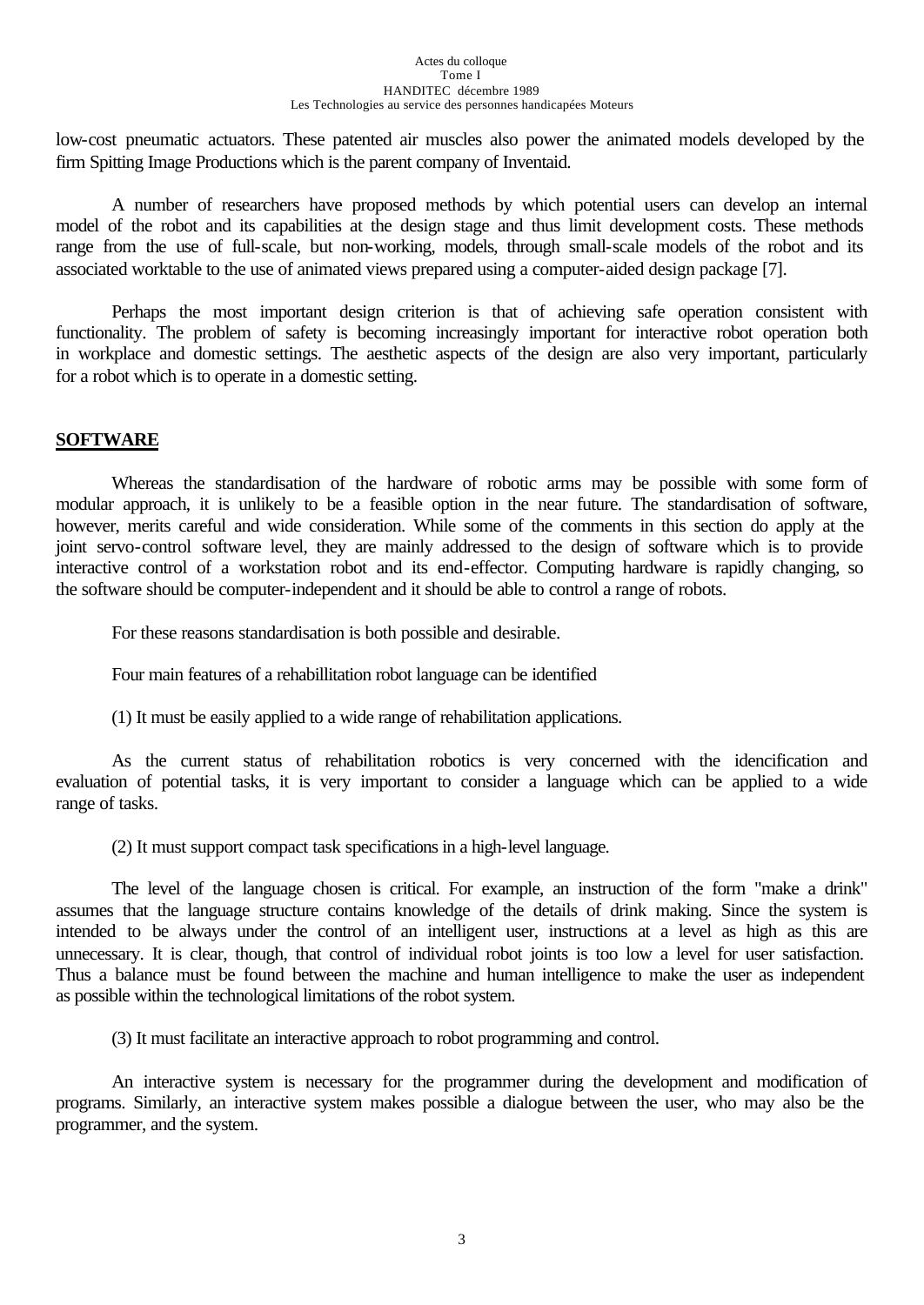low-cost pneumatic actuators. These patented air muscles also power the animated models developed by the firm Spitting Image Productions which is the parent company of Inventaid.

A number of researchers have proposed methods by which potential users can develop an internal model of the robot and its capabilities at the design stage and thus limit development costs. These methods range from the use of full-scale, but non-working, models, through small-scale models of the robot and its associated worktable to the use of animated views prepared using a computer-aided design package [7].

Perhaps the most important design criterion is that of achieving safe operation consistent with functionality. The problem of safety is becoming increasingly important for interactive robot operation both in workplace and domestic settings. The aesthetic aspects of the design are also very important, particularly for a robot which is to operate in a domestic setting.

## SOFTWARE

Whereas the standardisation of the hardware of robotic arms may be possible with some form of modular approach, it is unlikely to be a feasible option in the near future. The standardisation of software, however, merits careful and wide consideration. While some of the comments in this section do apply at the joint servo-control software level, they are mainly addressed to the design of software which is to provide interactive control of a workstation robot and its end-effector. Computing hardware is rapidly changing, so the software should be computer-independent and it should be able to control a range of robots.

For these reasons standardisation is both possible and desirable.

Four main features of a rehabillitation robot language can be identified

(1) It must be easily applied to a wide range of rehabilitation applications.

As the current status of rehabilitation robotics is very concerned with the idencification and evaluation of potential tasks, it is very important to consider a language which can be applied to a wide range of tasks.

(2) It must support compact task specifications in a high-level language.

The level of the language chosen is critical. For example, an instruction of the form "make a drink" assumes that the language structure contains knowledge of the details of drink making. Since the system is intended to be always under the control of an intelligent user, instructions at a level as high as this are unnecessary. It is clear, though, that control of individual robot joints is too low a level for user satisfaction. Thus a balance must be found between the machine and human intelligence to make the user as independent as possible within the technological limitations of the robot system.

(3) It must facilitate an interactive approach to robot programming and control.

An interactive system is necessary for the programmer during the development and modification of programs. Similarly, an interactive system makes possible a dialogue between the user, who may also be the programmer, and the system.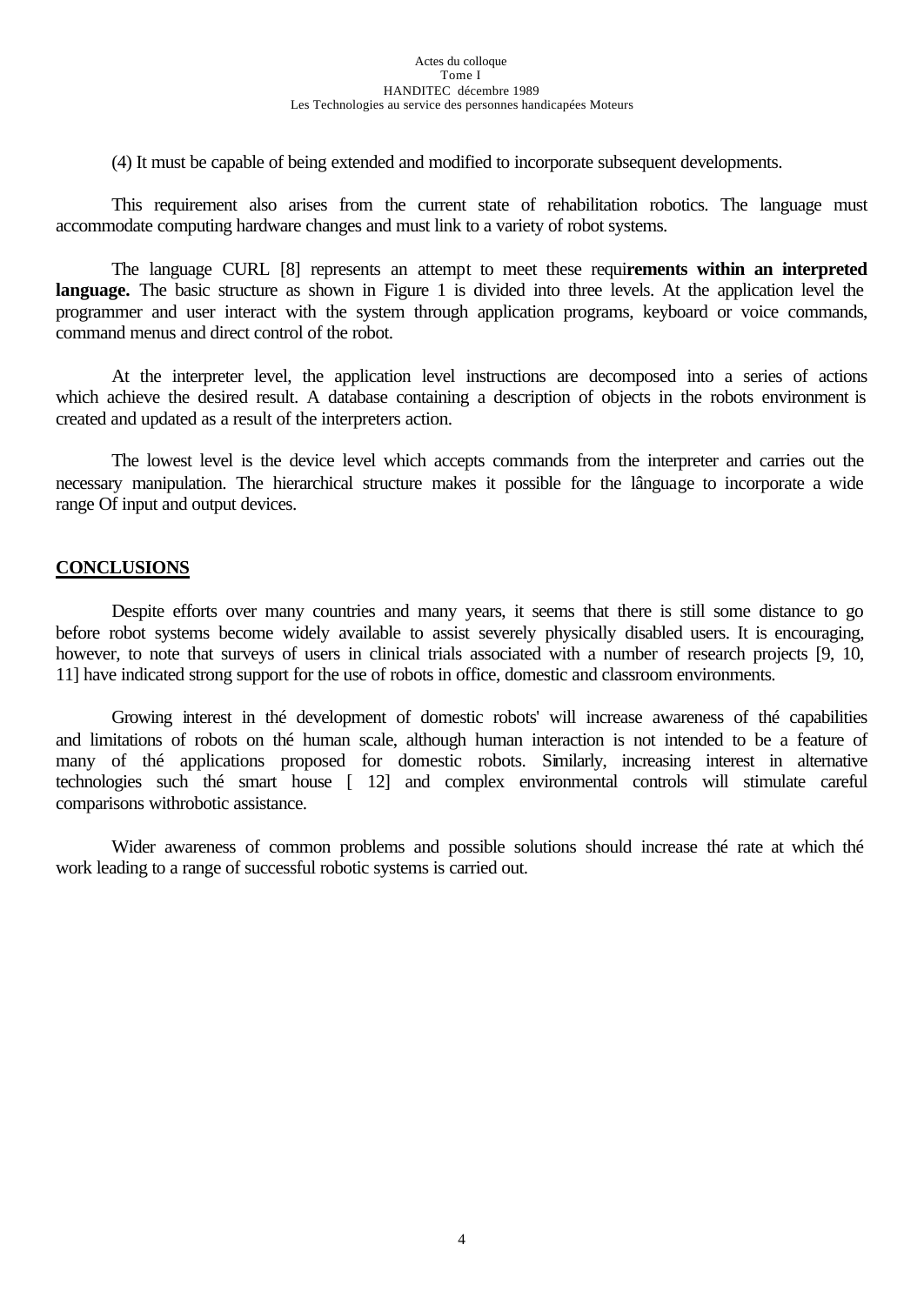(4) It must be capable of being extended and modified to incorporate subsequent developments.

This requirement also arises from the current state of rehabilitation robotics. The language must accommodate computing hardware changes and must link to a variety of robot systems.

The language CURL [8] represents an attempt to meet these requi**rements within an interpreted language.** The basic structure as shown in Figure 1 is divided into three levels. At the application level the programmer and user interact with the system through application programs, keyboard or voice commands, command menus and direct control of the robot.

At the interpreter level, the application level instructions are decomposed into a series of actions which achieve the desired result. A database containing a description of objects in the robots environment is created and updated as a result of the interpreters action.

The lowest level is the device level which accepts commands from the interpreter and carries out the necessary manipulation. The hierarchical structure makes it possible for the lânguage to incorporate a wide range Of input and output devices.

## CONCLUSIONS

Despite efforts over many countries and many years, it seems that there is still some distance to go before robot systems become widely available to assist severely physically disabled users. It is encouraging, however, to note that surveys of users in clinical trials associated with a number of research projects [9, 10, 11] have indicated strong support for the use of robots in office, domestic and classroom environments.

Growing interest in thé development of domestic robots' will increase awareness of thé capabilities and limitations of robots on thé human scale, although human interaction is not intended to be a feature of many of thé applications proposed for domestic robots. Similarly, increasing interest in alternative technologies such thé smart house [ 12] and complex environmental controls will stimulate careful comparisons withrobotic assistance.

Wider awareness of common problems and possible solutions should increase thé rate at which thé work leading to a range of successful robotic systems is carried out.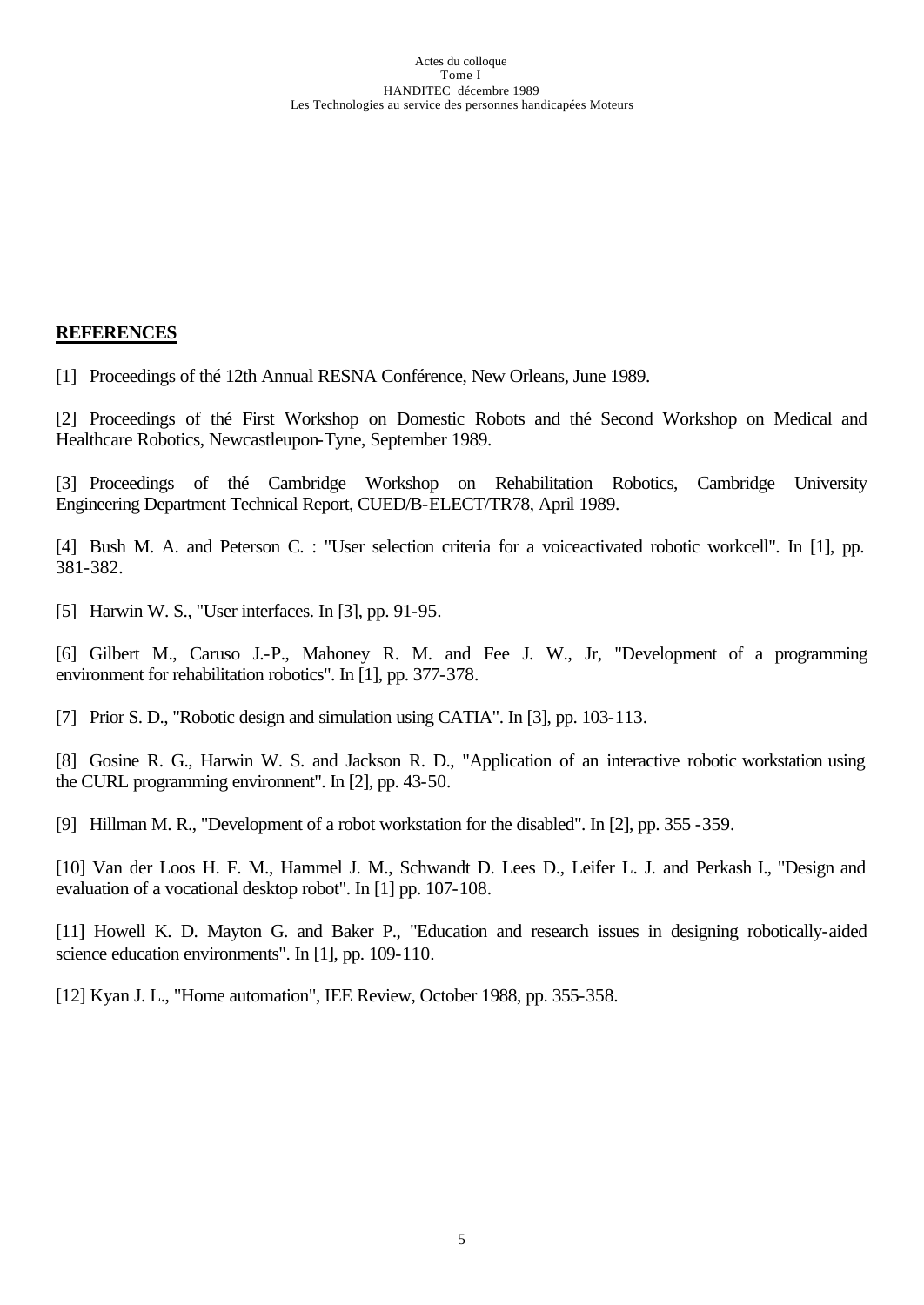**REFERENCES**

[1] Proceedings of thé 12th Annual RESNA Conférence, New Orleans, June 1989.

[2] Proceedings of thé First Workshop on Domestic Robots and thé Second Workshop on Medical and Healthcare Robotics, Newcastleupon-Tyne, September 1989.

[3] Proceedings of thé Cambridge Workshop on Rehabilitation Robotics, Cambridge University Engineering Department Technical Report, CUED/B-ELECT/TR78, April 1989.

[4] Bush M. A. and Peterson C. : "User selection criteria for a voiceactivated robotic workcell". In [1], pp. 381-382.

[5] Harwin W. S., "User interfaces. In [3], pp. 91-95.

[6] Gilbert M., Caruso J.-P., Mahoney R. M. and Fee J. W., Jr, "Development of a programming environment for rehabilitation robotics". In [1], pp. 377-378.

[7] Prior S. D., "Robotic design and simulation using CATIA". In [3], pp. 103-113.

[8] Gosine R. G., Harwin W. S. and Jackson R. D., "Application of an interactive robotic workstation using the CURL programming environnent". In [2], pp. 43-50.

[9] Hillman M. R., "Development of a robot workstation for the disabled". In [2], pp. 355 -359.

[10] Van der Loos H. F. M., Hammel J. M., Schwandt D. Lees D., Leifer L. J. and Perkash I., "Design and evaluation of a vocational desktop robot". In [1] pp. 107-108.

[11] Howell K. D. Mayton G. and Baker P., "Education and research issues in designing robotically-aided science education environments". In [1], pp. 109-110.

[12] Kyan J. L., "Home automation", IEE Review, October 1988, pp. 355-358.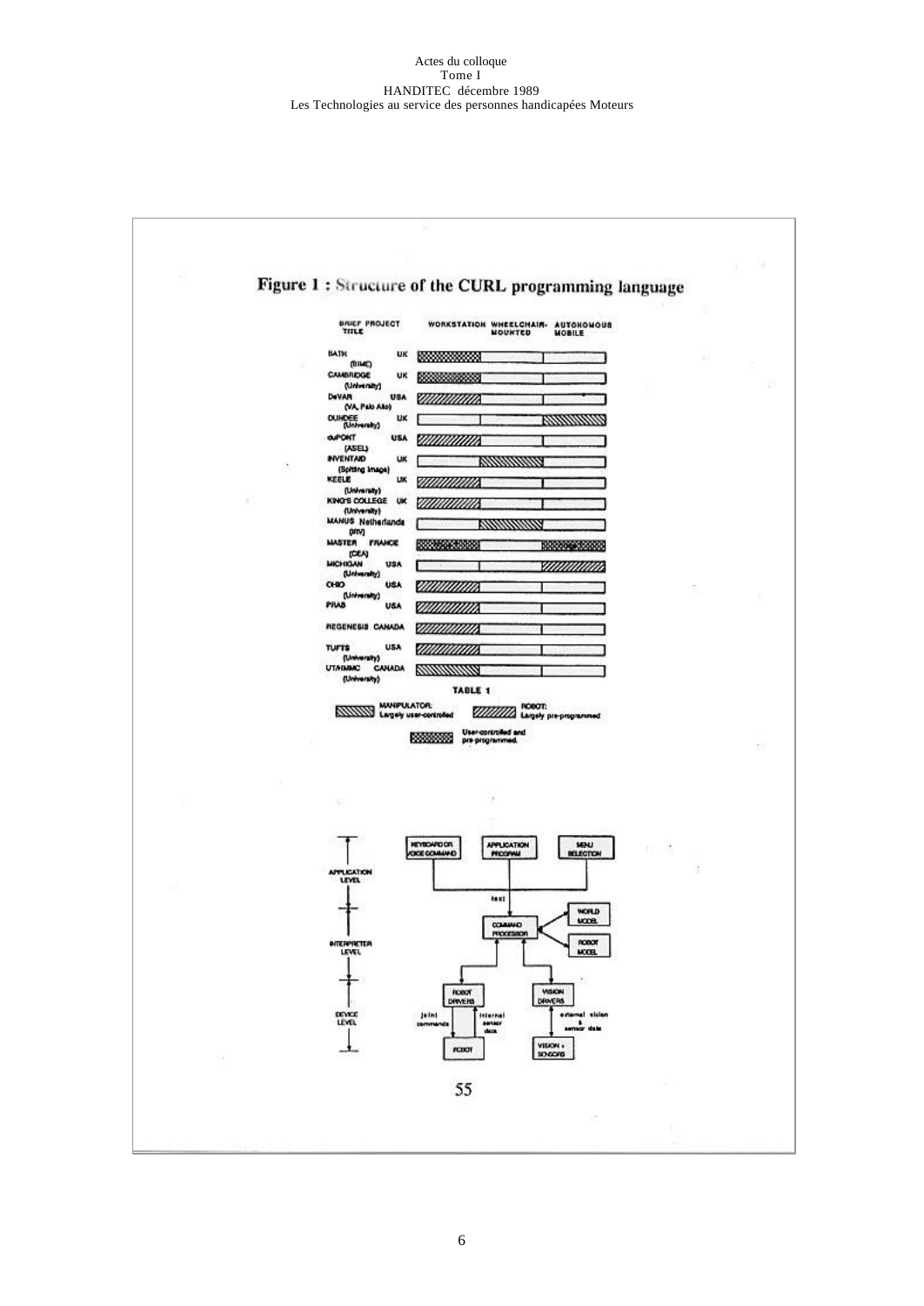**Figure 1 : Structure of the CURL programming language**

BRIEF PROJECT TITLE

WORKSTATION

WHEELCHAIR-MOUNTED

AUTONOMOUS MOBILE

BATH UK (BIME)

CAMBRIDGE UK (University)

DeVAR USA (VA, Palo Alto)

DUNDEE UK (University)

duPONT USA (ASEL)

INVENTAID UK (Spitting Image)

KEELE UK (University)

KING'S COLLEGE UK (University)

MANUS Netherlands (IRV)

MASTER FRANCE (CEA)

MICHIGAN USA (University)

OHIO USA (University)

PRAB USA

REGENESIS CANADA

TUFTS USA (University)

UT/HMMC CANADA (University)

TABLE 1

MANIPULATOR: Largely user-controlled

ROBOT: Largely pre-programmed

User-controlled and pre-programmed

APPLICATION LEVEL

INTERPRETER LEVEL

DEVICE LEVEL

KEYBOARD OR VOICE COMMAND

APPLICATION PROGRAM

MENU SELECTION

text

COMMAND PROCESSOR

WORLD MODEL

ROBOT MODEL

ROBOT DRIVERS

VISION DRIVERS

joint commands

internal sensor data

external vision & sensor data

ROBOT

VISION + SENSORS